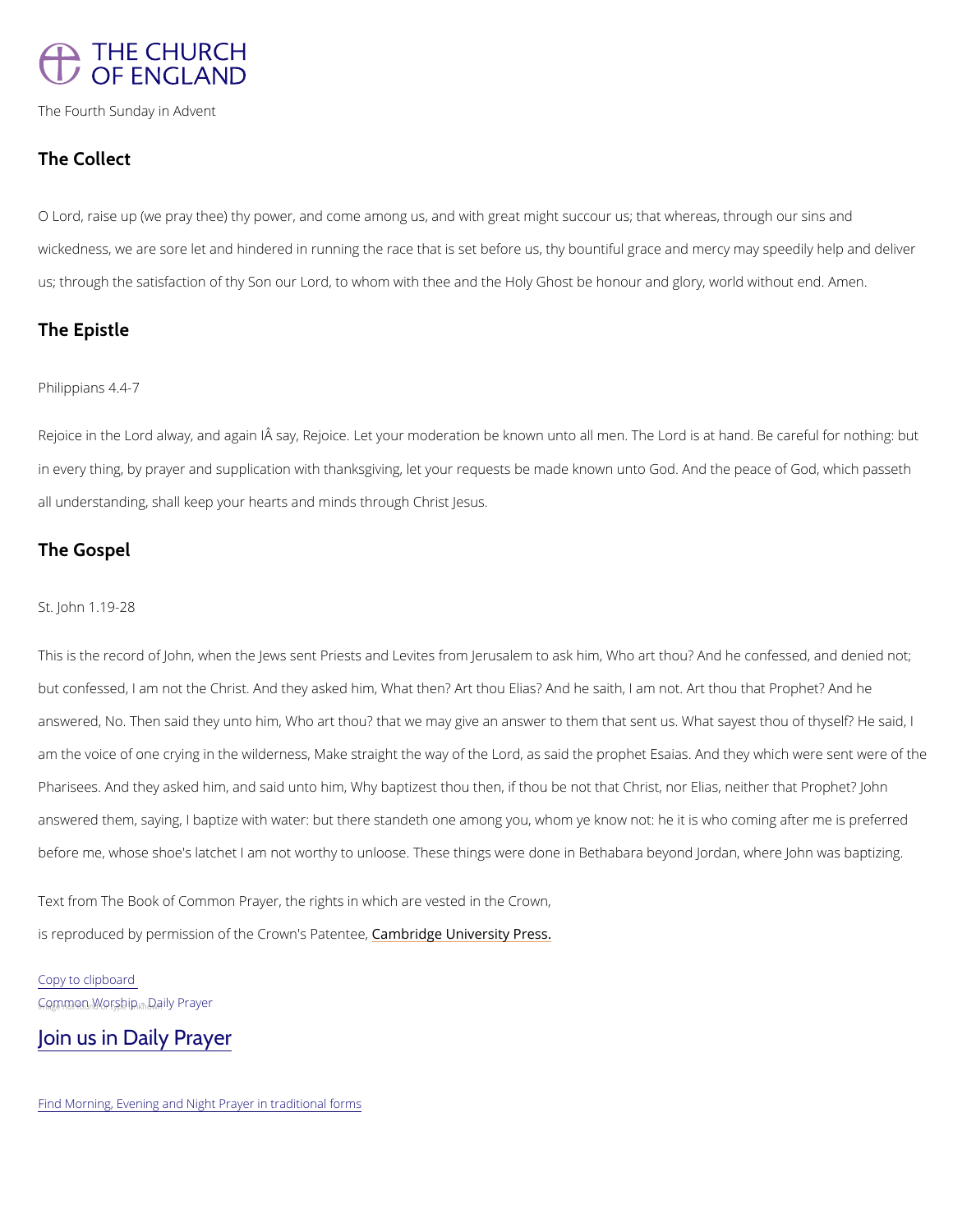The Fourth Sunday in Advent

## The Collect

O Lord, raise up (we pray thee) thy power, and come among us, and with great might succour us; that whereas, through our sins and wickedness, we are sore let and hindered in running the race that is set before us, thy bountiful grace and mercy may speedily help and deliver us; through the satisfaction of thy Son our Lord, to whom with thee and the Holy Ghost be honour and glory, world without end. Amen.

## The Epistle

Philippians 4.4-7

Rejoice in the Lord alway, and again IÂ say, Rejoice. Let your moderation be known unto all men. The Lord is at hand. Be careful for nothing: but in every thing, by prayer and supplication with thanksgiving, let your requests be made known unto God. And the peace of God, which passeth all understanding, shall keep your hearts and minds through Christ Jesus.

## The Gospel

St. John 1.19-28

This is the record of John, when the Jews sent Priests and Levites from Jerusalem to ask him, Who art thou? And he confessed, and denied not; but confessed, I am not the Christ. And they asked him, What then? Art thou Elias? And he saith, I am not. Art thou that Prophet? And he answered, No. Then said they unto him, Who art thou? that we may give an answer to them that sent us. What sayest thou of thyself? He said, I am the voice of one crying in the wilderness, Make straight the way of the Lord, as said the prophet Esaias. And they which were sent were of the Pharisees. And they asked him, and said unto him, Why baptizest thou then, if thou be not that Christ, nor Elias, neither that Prophet? John answered them, saying, I baptize with water: but there standeth one among you, whom ye know not: he it is who coming after me is preferred before me, whose shoe's latchet I am not worthy to unloose. These things were done in Bethabara beyond Jordan, where John was baptizing.

Text from The Book of Common Prayer, the rights in which are vested in the Crown, is reproduced by permission of the Crown's Patentee, Cambridge University Press.

Copy to clipboard

Common Worship - Daily Prayer

## Join us in Daily Prayer

Find Morning, Evening and Night Prayer in traditional forms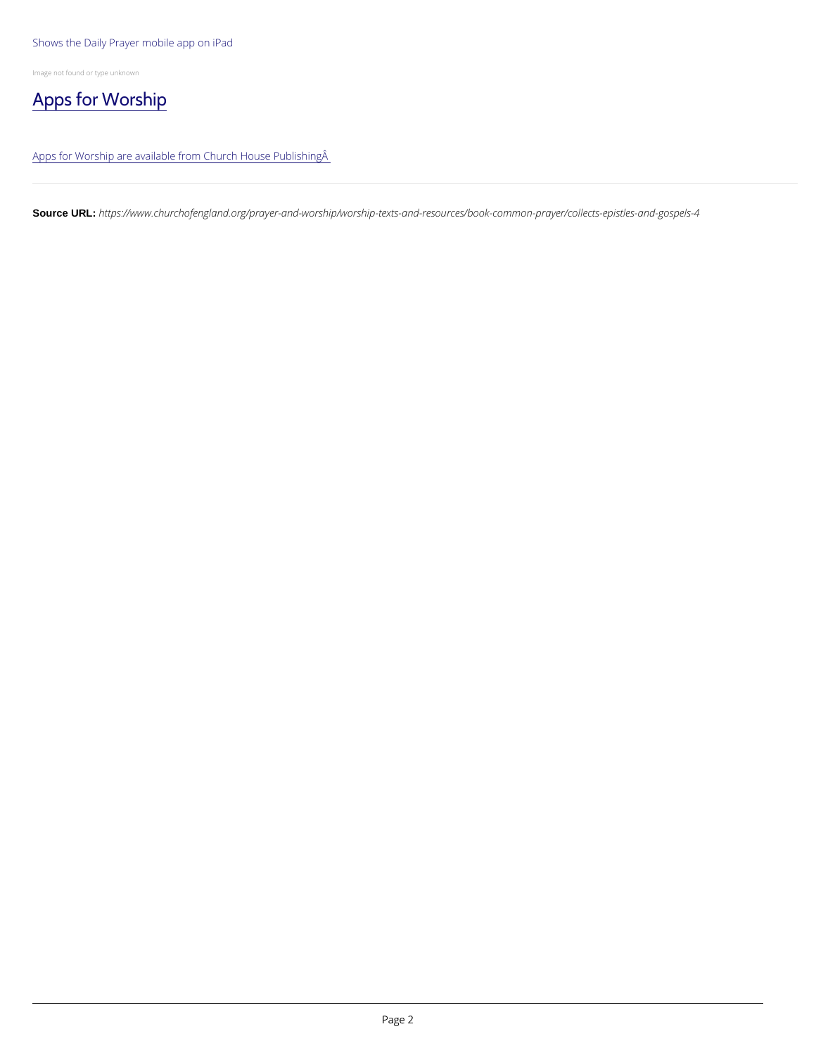Shows the Daily Prayer mobile app on iPad

Image not found or type unknown

## Apps for Worship

Apps for Worship are available from Church House PublishingÂ 

**Source URL:** *https://www.churchofengland.org/prayer-and-worship/worship-texts-and-resources/book-common-prayer/collects-epistles-and-gospels-4*